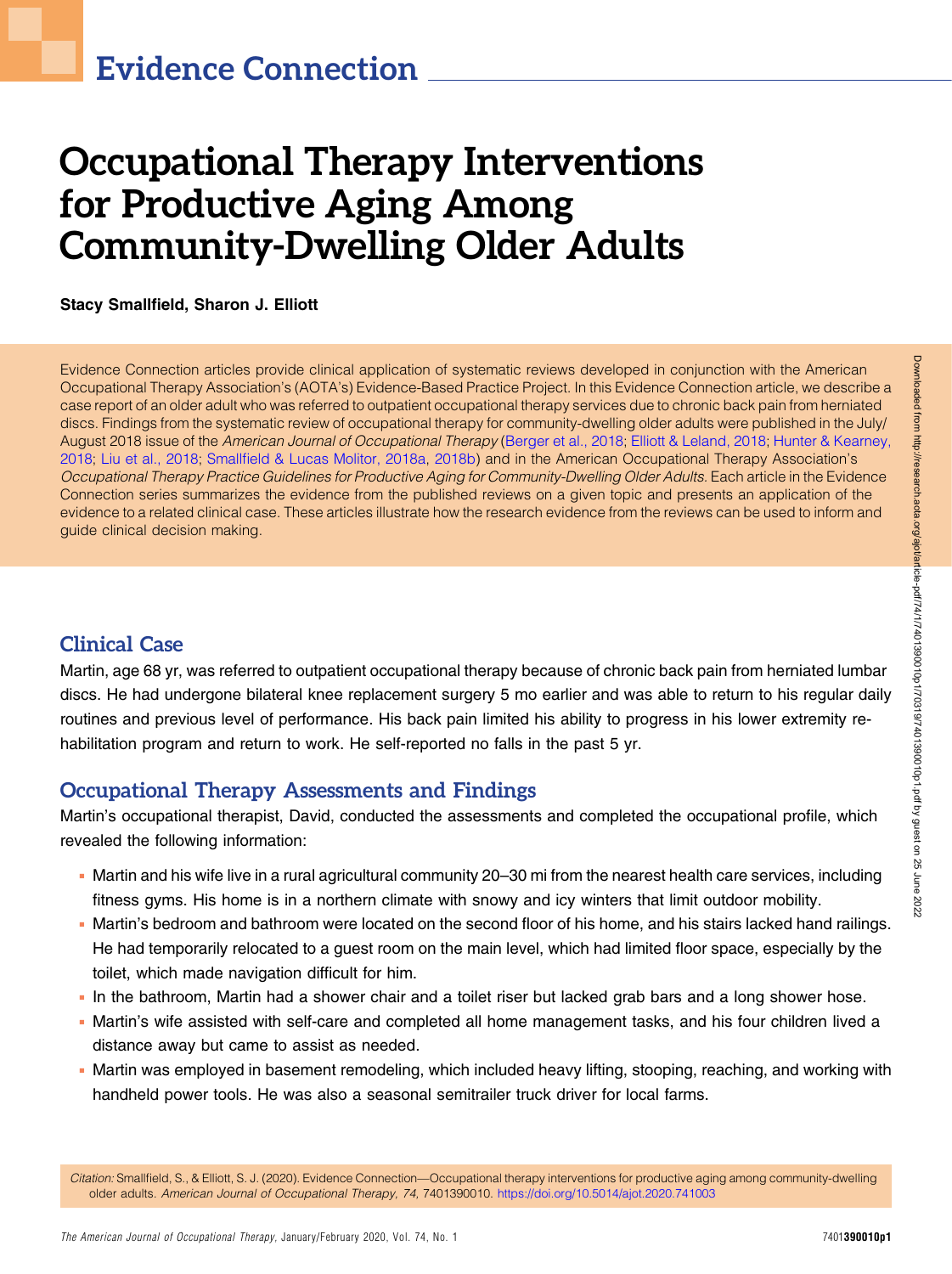# Evidence Connection

# Occupational Therapy Interventions for Productive Aging Among Community-Dwelling Older Adults

**Stacy Smallfield, Sharon J. Elliott**

Evidence Connection articles provide clinical application of systematic reviews developed in conjunction with the American Occupational Therapy Association's (AOTA's) Evidence-Based Practice Project. In this Evidence Connection article, we describe a case report of an older adult who was referred to outpatient occupational therapy services due to chronic back pain from herniated discs. Findings from the systematic review of occupational therapy for community-dwelling older adults were published in the July/August 2018 issue of the *American Journal of Occupational Therapy* (Berger et al., 2018; Elliott & Leland, 2018; Hunter & Kearney, 2018; Liu et al., 2018; Smallfield & Lucas Molitor, 2018a, 2018b) and in the American Occupational Therapy Association's *Occupational Therapy Practice Guidelines for Productive Aging for Community-Dwelling Older Adults*. Each article in the Evidence Connection series summarizes the evidence from the published reviews on a given topic and presents an application of the evidence to a related clinical case. These articles illustrate how the research evidence from the reviews can be used to inform and guide clinical decision making.

## Clinical Case

Martin, age 68 yr, was referred to outpatient occupational therapy because of chronic back pain from herniated lumbar discs. He had undergone bilateral knee replacement surgery 5 mo earlier and was able to return to his regular daily routines and previous level of performance. His back pain limited his ability to progress in his lower extremity rehabilitation program and return to work. He self-reported no falls in the past 5 yr.

## Occupational Therapy Assessments and Findings

Martin's occupational therapist, David, conducted the assessments and completed the occupational profile, which revealed the following information:

- Martin and his wife live in a rural agricultural community 20–30 mi from the nearest health care services, including fitness gyms. His home is in a northern climate with snowy and icy winters that limit outdoor mobility.
- Martin's bedroom and bathroom were located on the second floor of his home, and his stairs lacked hand railings. He had temporarily relocated to a guest room on the main level, which had limited floor space, especially by the toilet, which made navigation difficult for him.
- In the bathroom, Martin had a shower chair and a toilet riser but lacked grab bars and a long shower hose.
- Martin's wife assisted with self-care and completed all home management tasks, and his four children lived a distance away but came to assist as needed.
- Martin was employed in basement remodeling, which included heavy lifting, stooping, reaching, and working with handheld power tools. He was also a seasonal semitrailer truck driver for local farms.

*Citation:* Smallfield, S., & Elliott, S. J. (2020). Evidence Connection—Occupational therapy interventions for productive aging among community-dwelling older adults. *American Journal of Occupational Therapy, 74,* 7401390010. https://doi.org/10.5014/ajot.2020.741003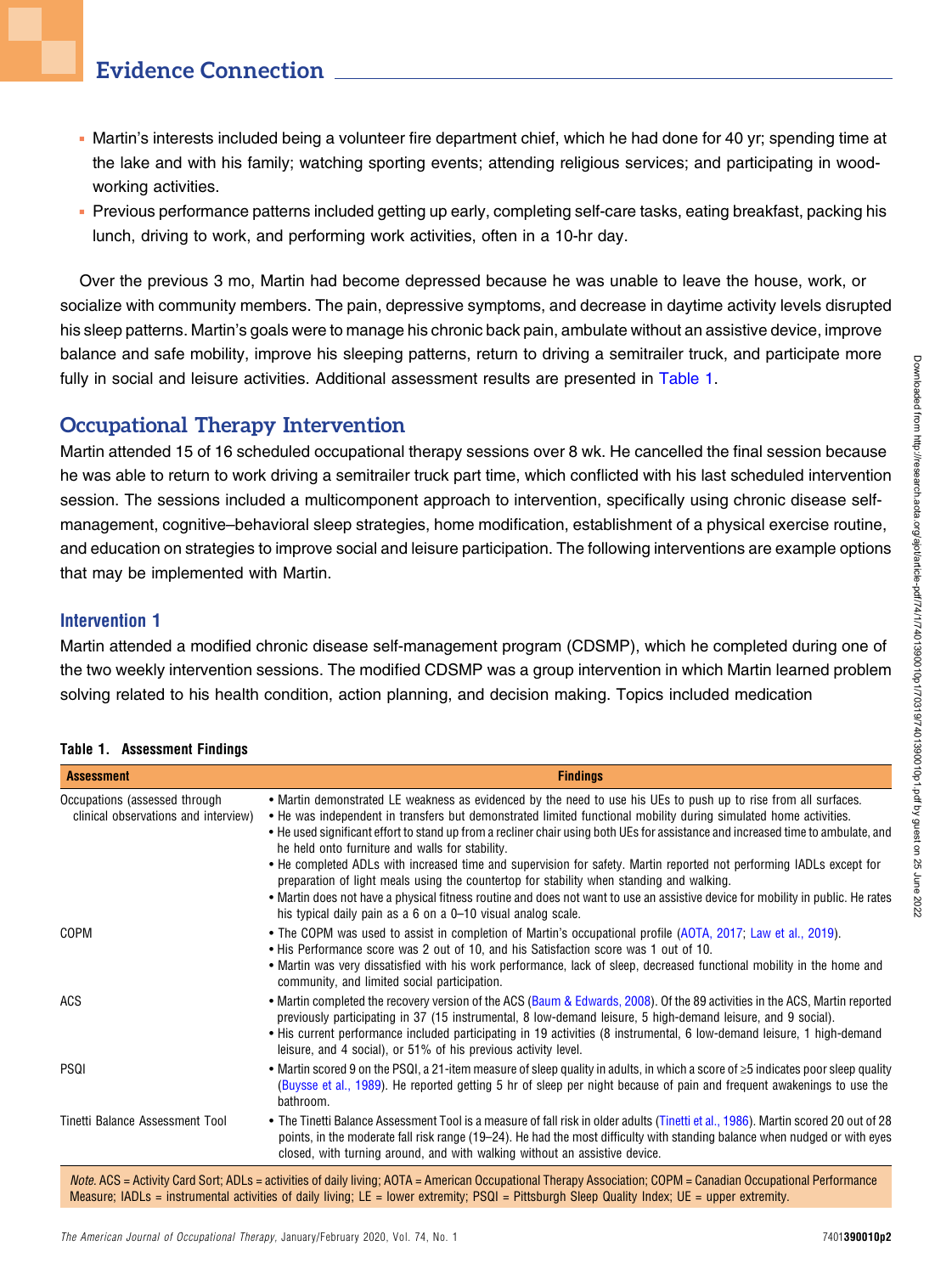- Martin's interests included being a volunteer fire department chief, which he had done for 40 yr; spending time at the lake and with his family; watching sporting events; attending religious services; and participating in woodworking activities.
- Previous performance patterns included getting up early, completing self-care tasks, eating breakfast, packing his lunch, driving to work, and performing work activities, often in a 10-hr day.

Over the previous 3 mo, Martin had become depressed because he was unable to leave the house, work, or socialize with community members. The pain, depressive symptoms, and decrease in daytime activity levels disrupted his sleep patterns. Martin's goals were to manage his chronic back pain, ambulate without an assistive device, improve balance and safe mobility, improve his sleeping patterns, return to driving a semitrailer truck, and participate more fully in social and leisure activities. Additional assessment results are presented in Table 1.

## Occupational Therapy Intervention

Martin attended 15 of 16 scheduled occupational therapy sessions over 8 wk. He cancelled the final session because he was able to return to work driving a semitrailer truck part time, which conflicted with his last scheduled intervention session. The sessions included a multicomponent approach to intervention, specifically using chronic disease self-management, cognitive–behavioral sleep strategies, home modification, establishment of a physical exercise routine, and education on strategies to improve social and leisure participation. The following interventions are example options that may be implemented with Martin.

### Intervention 1

Martin attended a modified chronic disease self-management program (CDSMP), which he completed during one of the two weekly intervention sessions. The modified CDSMP was a group intervention in which Martin learned problem solving related to his health condition, action planning, and decision making. Topics included medication

**Table 1. Assessment Findings**

| Assessment | Findings |
|---|---|
| Occupations (assessed through clinical observations and interview) | • Martin demonstrated LE weakness as evidenced by the need to use his UEs to push up to rise from all surfaces.<br>• He was independent in transfers but demonstrated limited functional mobility during simulated home activities.<br>• He used significant effort to stand up from a recliner chair using both UEs for assistance and increased time to ambulate, and he held onto furniture and walls for stability.<br>• He completed ADLs with increased time and supervision for safety. Martin reported not performing IADLs except for preparation of light meals using the countertop for stability when standing and walking.<br>• Martin does not have a physical fitness routine and does not want to use an assistive device for mobility in public. He rates his typical daily pain as a 6 on a 0–10 visual analog scale. |
| COPM | • The COPM was used to assist in completion of Martin's occupational profile (AOTA, 2017; Law et al., 2019).<br>• His Performance score was 2 out of 10, and his Satisfaction score was 1 out of 10.<br>• Martin was very dissatisfied with his work performance, lack of sleep, decreased functional mobility in the home and community, and limited social participation. |
| ACS | • Martin completed the recovery version of the ACS (Baum & Edwards, 2008). Of the 89 activities in the ACS, Martin reported previously participating in 37 (15 instrumental, 8 low-demand leisure, 5 high-demand leisure, and 9 social).<br>• His current performance included participating in 19 activities (8 instrumental, 6 low-demand leisure, 1 high-demand leisure, and 4 social), or 51% of his previous activity level. |
| PSQI | • Martin scored 9 on the PSQI, a 21-item measure of sleep quality in adults, in which a score of ≥5 indicates poor sleep quality (Buysse et al., 1989). He reported getting 5 hr of sleep per night because of pain and frequent awakenings to use the bathroom. |
| Tinetti Balance Assessment Tool | • The Tinetti Balance Assessment Tool is a measure of fall risk in older adults (Tinetti et al., 1986). Martin scored 20 out of 28 points, in the moderate fall risk range (19–24). He had the most difficulty with standing balance when nudged or with eyes closed, with turning around, and with walking without an assistive device. |

*Note.* ACS = Activity Card Sort; ADLs = activities of daily living; AOTA = American Occupational Therapy Association; COPM = Canadian Occupational Performance Measure; IADLs = instrumental activities of daily living; LE = lower extremity; PSQI = Pittsburgh Sleep Quality Index; UE = upper extremity.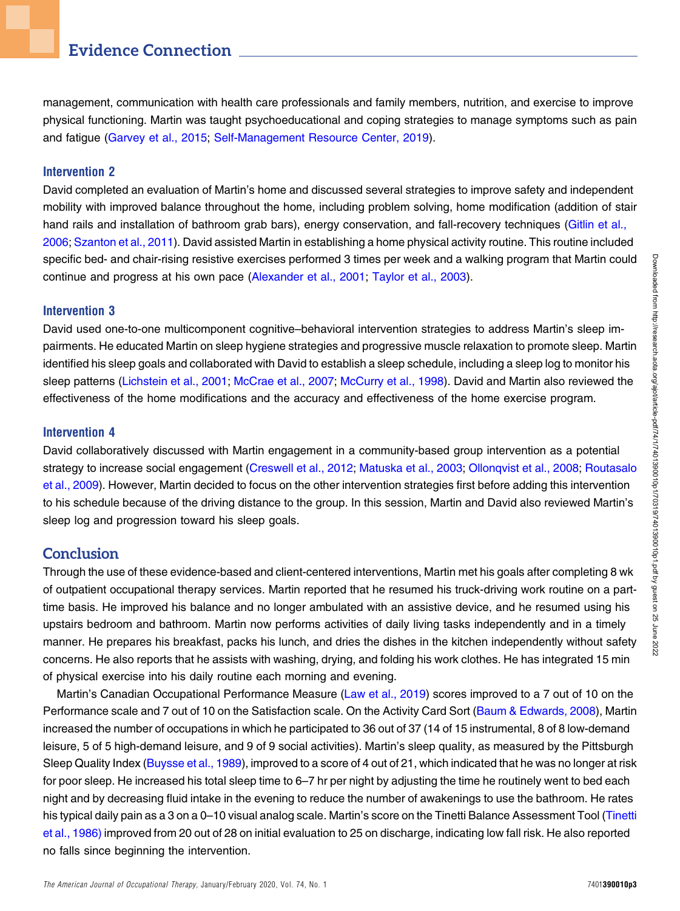management, communication with health care professionals and family members, nutrition, and exercise to improve physical functioning. Martin was taught psychoeducational and coping strategies to manage symptoms such as pain and fatigue (Garvey et al., 2015; Self-Management Resource Center, 2019).

### Intervention 2

David completed an evaluation of Martin's home and discussed several strategies to improve safety and independent mobility with improved balance throughout the home, including problem solving, home modification (addition of stair hand rails and installation of bathroom grab bars), energy conservation, and fall-recovery techniques (Gitlin et al., 2006; Szanton et al., 2011). David assisted Martin in establishing a home physical activity routine. This routine included specific bed- and chair-rising resistive exercises performed 3 times per week and a walking program that Martin could continue and progress at his own pace (Alexander et al., 2001; Taylor et al., 2003).

### Intervention 3

David used one-to-one multicomponent cognitive–behavioral intervention strategies to address Martin's sleep impairments. He educated Martin on sleep hygiene strategies and progressive muscle relaxation to promote sleep. Martin identified his sleep goals and collaborated with David to establish a sleep schedule, including a sleep log to monitor his sleep patterns (Lichstein et al., 2001; McCrae et al., 2007; McCurry et al., 1998). David and Martin also reviewed the effectiveness of the home modifications and the accuracy and effectiveness of the home exercise program.

### Intervention 4

David collaboratively discussed with Martin engagement in a community-based group intervention as a potential strategy to increase social engagement (Creswell et al., 2012; Matuska et al., 2003; Ollonqvist et al., 2008; Routasalo et al., 2009). However, Martin decided to focus on the other intervention strategies first before adding this intervention to his schedule because of the driving distance to the group. In this session, Martin and David also reviewed Martin's sleep log and progression toward his sleep goals.

## Conclusion

Through the use of these evidence-based and client-centered interventions, Martin met his goals after completing 8 wk of outpatient occupational therapy services. Martin reported that he resumed his truck-driving work routine on a part-time basis. He improved his balance and no longer ambulated with an assistive device, and he resumed using his upstairs bedroom and bathroom. Martin now performs activities of daily living tasks independently and in a timely manner. He prepares his breakfast, packs his lunch, and dries the dishes in the kitchen independently without safety concerns. He also reports that he assists with washing, drying, and folding his work clothes. He has integrated 15 min of physical exercise into his daily routine each morning and evening.

Martin's Canadian Occupational Performance Measure (Law et al., 2019) scores improved to a 7 out of 10 on the Performance scale and 7 out of 10 on the Satisfaction scale. On the Activity Card Sort (Baum & Edwards, 2008), Martin increased the number of occupations in which he participated to 36 out of 37 (14 of 15 instrumental, 8 of 8 low-demand leisure, 5 of 5 high-demand leisure, and 9 of 9 social activities). Martin's sleep quality, as measured by the Pittsburgh Sleep Quality Index (Buysse et al., 1989), improved to a score of 4 out of 21, which indicated that he was no longer at risk for poor sleep. He increased his total sleep time to 6–7 hr per night by adjusting the time he routinely went to bed each night and by decreasing fluid intake in the evening to reduce the number of awakenings to use the bathroom. He rates his typical daily pain as a 3 on a 0–10 visual analog scale. Martin's score on the Tinetti Balance Assessment Tool (Tinetti et al., 1986) improved from 20 out of 28 on initial evaluation to 25 on discharge, indicating low fall risk. He also reported no falls since beginning the intervention.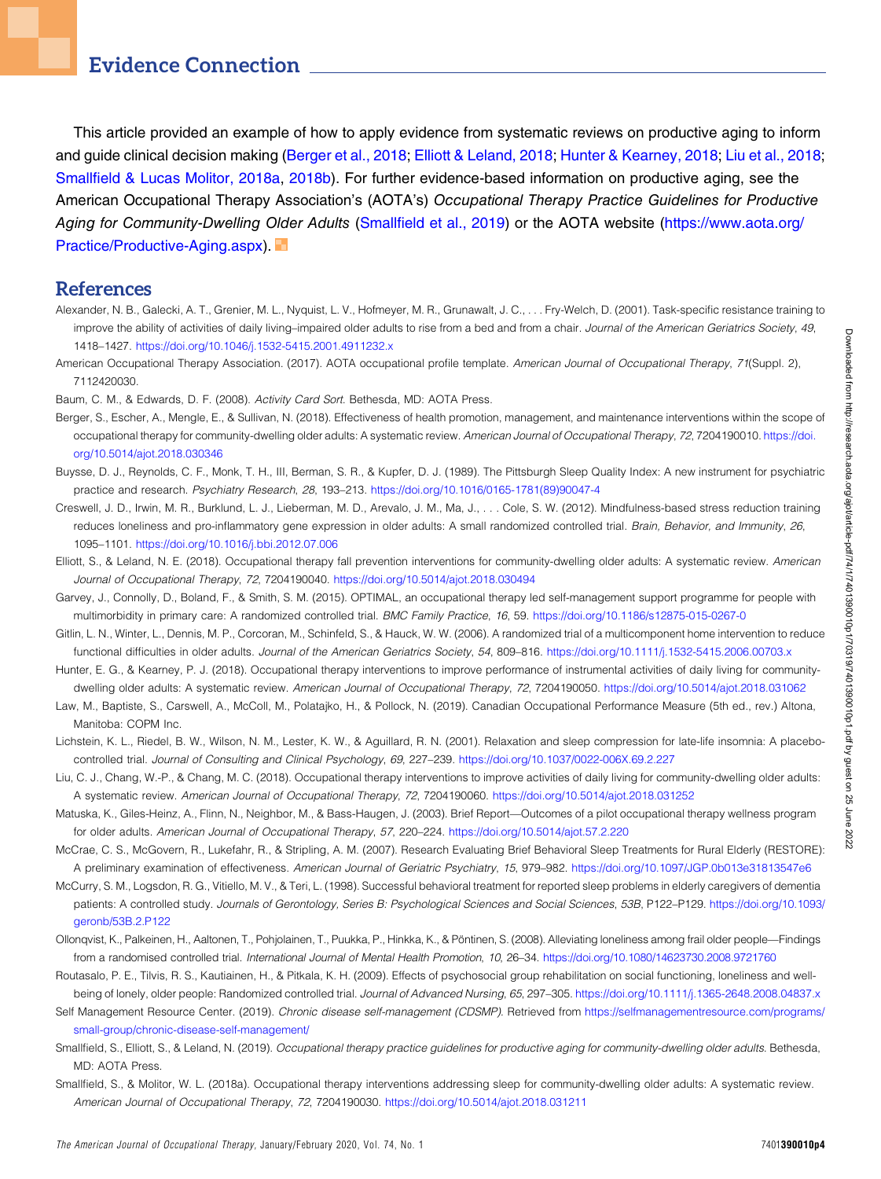## Evidence Connection

This article provided an example of how to apply evidence from systematic reviews on productive aging to inform and guide clinical decision making (Berger et al., 2018; Elliott & Leland, 2018; Hunter & Kearney, 2018; Liu et al., 2018; Smallfield & Lucas Molitor, 2018a, 2018b). For further evidence-based information on productive aging, see the American Occupational Therapy Association's (AOTA's) *Occupational Therapy Practice Guidelines for Productive Aging for Community-Dwelling Older Adults* (Smallfield et al., 2019) or the AOTA website (https://www.aota.org/Practice/Productive-Aging.aspx).

## References

Alexander, N. B., Galecki, A. T., Grenier, M. L., Nyquist, L. V., Hofmeyer, M. R., Grunawalt, J. C., . . . Fry-Welch, D. (2001). Task-specific resistance training to improve the ability of activities of daily living–impaired older adults to rise from a bed and from a chair. *Journal of the American Geriatrics Society*, *49*, 1418–1427. https://doi.org/10.1046/j.1532-5415.2001.4911232.x

American Occupational Therapy Association. (2017). AOTA occupational profile template. *American Journal of Occupational Therapy*, *71*(Suppl. 2), 7112420030.

Baum, C. M., & Edwards, D. F. (2008). *Activity Card Sort*. Bethesda, MD: AOTA Press.

Berger, S., Escher, A., Mengle, E., & Sullivan, N. (2018). Effectiveness of health promotion, management, and maintenance interventions within the scope of occupational therapy for community-dwelling older adults: A systematic review. *American Journal of Occupational Therapy*, *72*, 7204190010. https://doi.org/10.5014/ajot.2018.030346

Buysse, D. J., Reynolds, C. F., Monk, T. H., III, Berman, S. R., & Kupfer, D. J. (1989). The Pittsburgh Sleep Quality Index: A new instrument for psychiatric practice and research. *Psychiatry Research*, *28*, 193–213. https://doi.org/10.1016/0165-1781(89)90047-4

Creswell, J. D., Irwin, M. R., Burklund, L. J., Lieberman, M. D., Arevalo, J. M., Ma, J., . . . Cole, S. W. (2012). Mindfulness-based stress reduction training reduces loneliness and pro-inflammatory gene expression in older adults: A small randomized controlled trial. *Brain, Behavior, and Immunity*, *26*, 1095–1101. https://doi.org/10.1016/j.bbi.2012.07.006

Elliott, S., & Leland, N. E. (2018). Occupational therapy fall prevention interventions for community-dwelling older adults: A systematic review. *American Journal of Occupational Therapy*, *72*, 7204190040. https://doi.org/10.5014/ajot.2018.030494

Garvey, J., Connolly, D., Boland, F., & Smith, S. M. (2015). OPTIMAL, an occupational therapy led self-management support programme for people with multimorbidity in primary care: A randomized controlled trial. *BMC Family Practice*, *16*, 59. https://doi.org/10.1186/s12875-015-0267-0

Gitlin, L. N., Winter, L., Dennis, M. P., Corcoran, M., Schinfeld, S., & Hauck, W. W. (2006). A randomized trial of a multicomponent home intervention to reduce functional difficulties in older adults. *Journal of the American Geriatrics Society*, *54*, 809–816. https://doi.org/10.1111/j.1532-5415.2006.00703.x

Hunter, E. G., & Kearney, P. J. (2018). Occupational therapy interventions to improve performance of instrumental activities of daily living for community-dwelling older adults: A systematic review. *American Journal of Occupational Therapy*, *72*, 7204190050. https://doi.org/10.5014/ajot.2018.031062

Law, M., Baptiste, S., Carswell, A., McColl, M., Polatajko, H., & Pollock, N. (2019). Canadian Occupational Performance Measure (5th ed., rev.) Altona, Manitoba: COPM Inc.

Lichstein, K. L., Riedel, B. W., Wilson, N. M., Lester, K. W., & Aguillard, R. N. (2001). Relaxation and sleep compression for late-life insomnia: A placebo-controlled trial. *Journal of Consulting and Clinical Psychology*, *69*, 227–239. https://doi.org/10.1037/0022-006X.69.2.227

Liu, C. J., Chang, W.-P., & Chang, M. C. (2018). Occupational therapy interventions to improve activities of daily living for community-dwelling older adults: A systematic review. *American Journal of Occupational Therapy*, *72*, 7204190060. https://doi.org/10.5014/ajot.2018.031252

Matuska, K., Giles-Heinz, A., Flinn, N., Neighbor, M., & Bass-Haugen, J. (2003). Brief Report—Outcomes of a pilot occupational therapy wellness program for older adults. *American Journal of Occupational Therapy*, *57*, 220–224. https://doi.org/10.5014/ajot.57.2.220

McCrae, C. S., McGovern, R., Lukefahr, R., & Stripling, A. M. (2007). Research Evaluating Brief Behavioral Sleep Treatments for Rural Elderly (RESTORE): A preliminary examination of effectiveness. *American Journal of Geriatric Psychiatry*, *15*, 979–982. https://doi.org/10.1097/JGP.0b013e31813547e6

McCurry, S. M., Logsdon, R. G., Vitiello, M. V., & Teri, L. (1998). Successful behavioral treatment for reported sleep problems in elderly caregivers of dementia patients: A controlled study. *Journals of Gerontology, Series B: Psychological Sciences and Social Sciences*, *53B*, P122–P129. https://doi.org/10.1093/geronb/53B.2.P122

Ollonqvist, K., Palkeinen, H., Aaltonen, T., Pohjolainen, T., Puukka, P., Hinkka, K., & Pöntinen, S. (2008). Alleviating loneliness among frail older people—Findings from a randomised controlled trial. *International Journal of Mental Health Promotion*, *10*, 26–34. https://doi.org/10.1080/14623730.2008.9721760

Routasalo, P. E., Tilvis, R. S., Kautiainen, H., & Pitkala, K. H. (2009). Effects of psychosocial group rehabilitation on social functioning, loneliness and well-being of lonely, older people: Randomized controlled trial. *Journal of Advanced Nursing*, *65*, 297–305. https://doi.org/10.1111/j.1365-2648.2008.04837.x

Self Management Resource Center. (2019). *Chronic disease self-management (CDSMP)*. Retrieved from https://selfmanagementresource.com/programs/small-group/chronic-disease-self-management/

Smallfield, S., Elliott, S., & Leland, N. (2019). *Occupational therapy practice guidelines for productive aging for community-dwelling older adults*. Bethesda, MD: AOTA Press.

Smallfield, S., & Molitor, W. L. (2018a). Occupational therapy interventions addressing sleep for community-dwelling older adults: A systematic review. *American Journal of Occupational Therapy*, *72*, 7204190030. https://doi.org/10.5014/ajot.2018.031211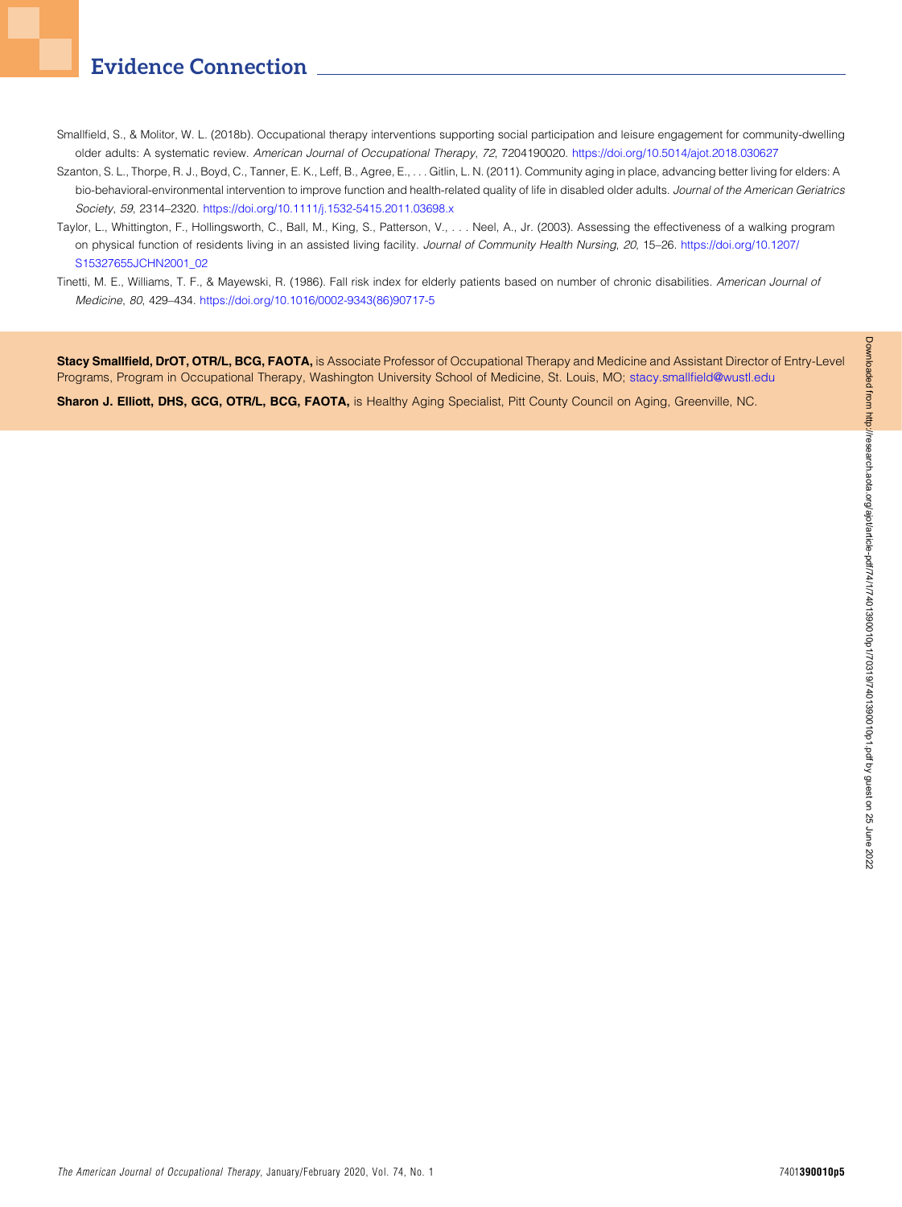Smallfield, S., & Molitor, W. L. (2018b). Occupational therapy interventions supporting social participation and leisure engagement for community-dwelling older adults: A systematic review. *American Journal of Occupational Therapy*, *72*, 7204190020. https://doi.org/10.5014/ajot.2018.030627

Szanton, S. L., Thorpe, R. J., Boyd, C., Tanner, E. K., Leff, B., Agree, E., . . . Gitlin, L. N. (2011). Community aging in place, advancing better living for elders: A bio-behavioral-environmental intervention to improve function and health-related quality of life in disabled older adults. *Journal of the American Geriatrics Society*, *59*, 2314–2320. https://doi.org/10.1111/j.1532-5415.2011.03698.x

Taylor, L., Whittington, F., Hollingsworth, C., Ball, M., King, S., Patterson, V., . . . Neel, A., Jr. (2003). Assessing the effectiveness of a walking program on physical function of residents living in an assisted living facility. *Journal of Community Health Nursing*, *20*, 15–26. https://doi.org/10.1207/S15327655JCHN2001_02

Tinetti, M. E., Williams, T. F., & Mayewski, R. (1986). Fall risk index for elderly patients based on number of chronic disabilities. *American Journal of Medicine*, *80*, 429–434. https://doi.org/10.1016/0002-9343(86)90717-5

**Stacy Smallfield, DrOT, OTR/L, BCG, FAOTA,** is Associate Professor of Occupational Therapy and Medicine and Assistant Director of Entry-Level Programs, Program in Occupational Therapy, Washington University School of Medicine, St. Louis, MO; stacy.smallfield@wustl.edu

**Sharon J. Elliott, DHS, GCG, OTR/L, BCG, FAOTA,** is Healthy Aging Specialist, Pitt County Council on Aging, Greenville, NC.